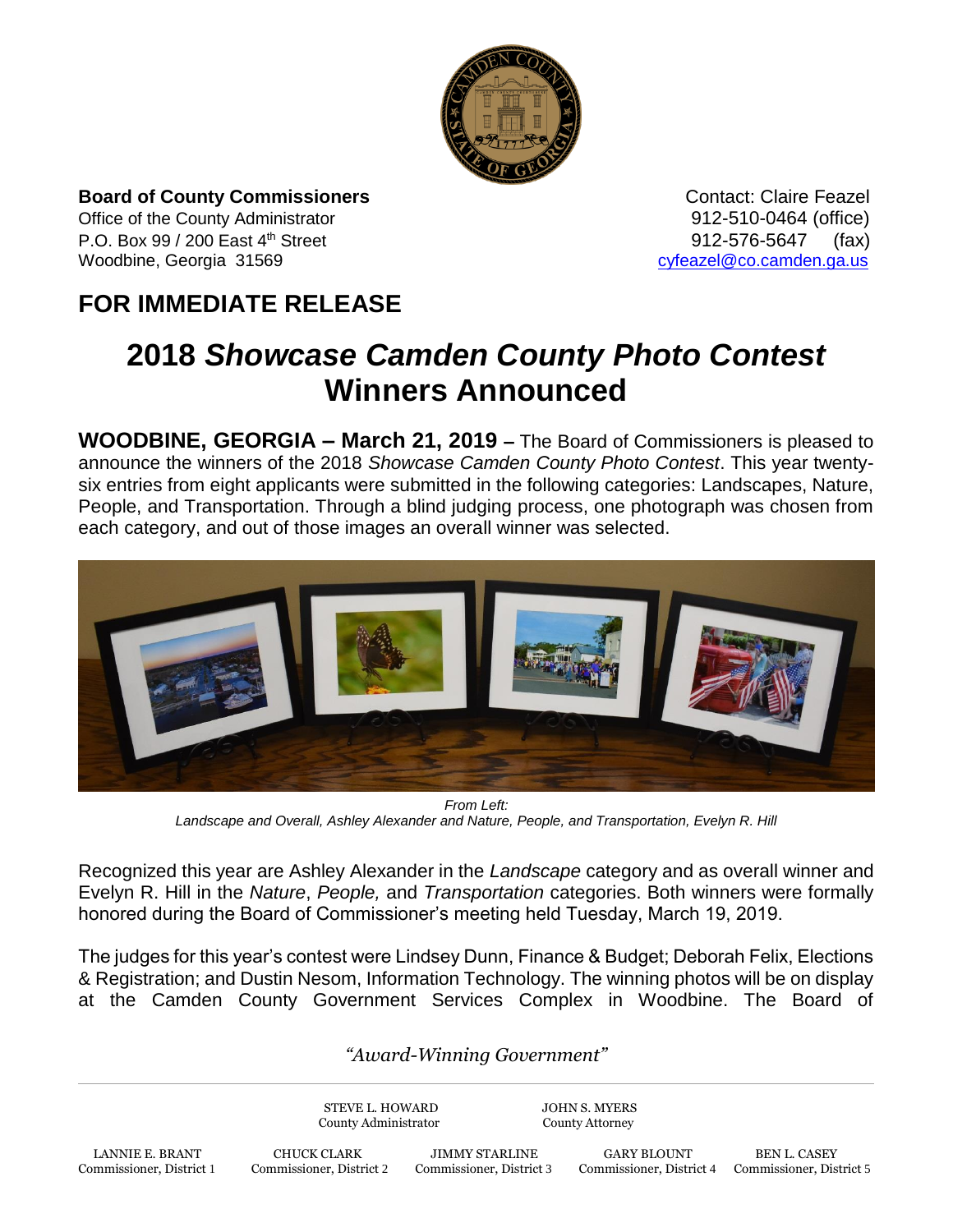**Board of County Commissioners**
Office of the County Administrator
P.O. Box 99 / 200 East 4th Street
Woodbine, Georgia 31569

Contact: Claire Feazel
912-510-0464 (office)
912-576-5647 (fax)
cyfeazel@co.camden.ga.us

## FOR IMMEDIATE RELEASE

# 2018 *Showcase Camden County Photo Contest* Winners Announced

**WOODBINE, GEORGIA – March 21, 2019 –** The Board of Commissioners is pleased to announce the winners of the 2018 *Showcase Camden County Photo Contest*. This year twenty-six entries from eight applicants were submitted in the following categories: Landscapes, Nature, People, and Transportation. Through a blind judging process, one photograph was chosen from each category, and out of those images an overall winner was selected.

*From Left:*
*Landscape and Overall, Ashley Alexander and Nature, People, and Transportation, Evelyn R. Hill*

Recognized this year are Ashley Alexander in the *Landscape* category and as overall winner and Evelyn R. Hill in the *Nature*, *People,* and *Transportation* categories. Both winners were formally honored during the Board of Commissioner's meeting held Tuesday, March 19, 2019.

The judges for this year's contest were Lindsey Dunn, Finance & Budget; Deborah Felix, Elections & Registration; and Dustin Nesom, Information Technology. The winning photos will be on display at the Camden County Government Services Complex in Woodbine. The Board of

*"Award-Winning Government"*

STEVE L. HOWARD, County Administrator
JOHN S. MYERS, County Attorney

LANNIE E. BRANT, Commissioner, District 1
CHUCK CLARK, Commissioner, District 2
JIMMY STARLINE, Commissioner, District 3
GARY BLOUNT, Commissioner, District 4
BEN L. CASEY, Commissioner, District 5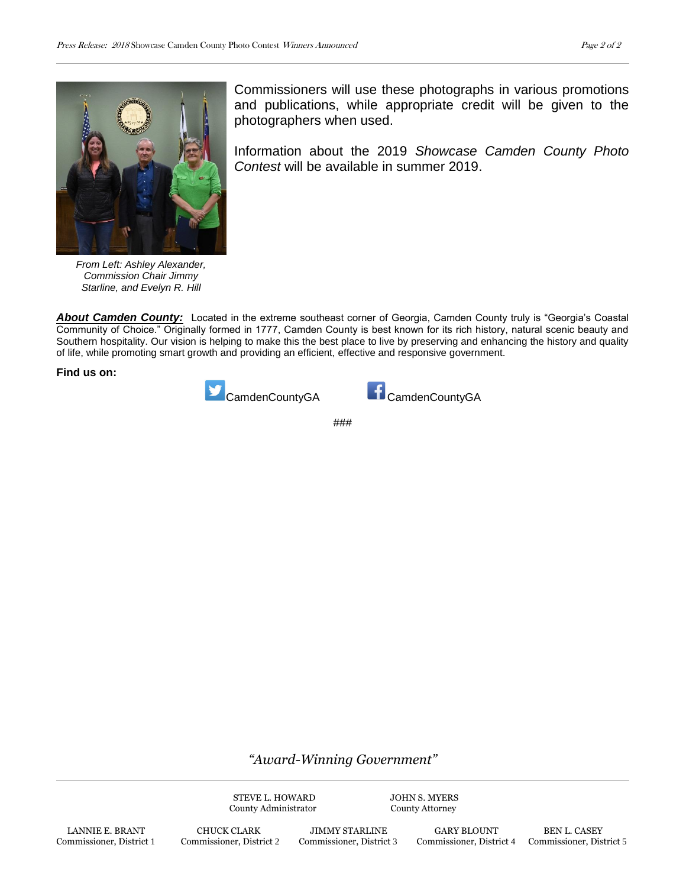Commissioners will use these photographs in various promotions and publications, while appropriate credit will be given to the photographers when used.

Information about the 2019 *Showcase Camden County Photo Contest* will be available in summer 2019.

*From Left: Ashley Alexander, Commission Chair Jimmy Starline, and Evelyn R. Hill*

***About Camden County:*** Located in the extreme southeast corner of Georgia, Camden County truly is "Georgia's Coastal Community of Choice." Originally formed in 1777, Camden County is best known for its rich history, natural scenic beauty and Southern hospitality. Our vision is helping to make this the best place to live by preserving and enhancing the history and quality of life, while promoting smart growth and providing an efficient, effective and responsive government.

**Find us on:**

CamdenCountyGA CamdenCountyGA

###

*"Award-Winning Government"*

STEVE L. HOWARD
County Administrator

JOHN S. MYERS
County Attorney

LANNIE E. BRANT
Commissioner, District 1

CHUCK CLARK
Commissioner, District 2

JIMMY STARLINE
Commissioner, District 3

GARY BLOUNT
Commissioner, District 4

BEN L. CASEY
Commissioner, District 5